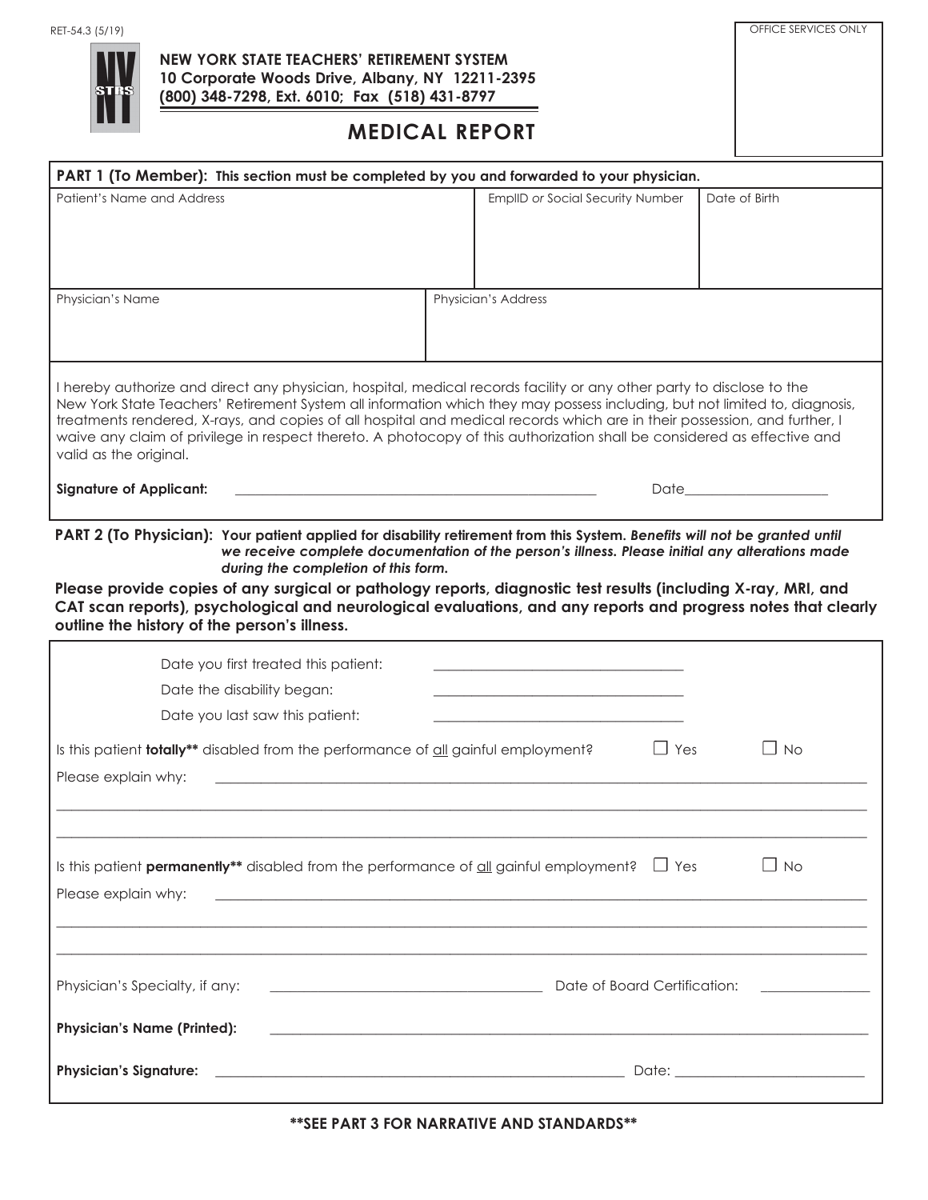RET-54.3 (5/19)

OFFICE SERVICES ONLY

**NEW YORK STATE TEACHERS' RETIREMENT SYSTEM**
**10 Corporate Woods Drive, Albany, NY 12211-2395**
**(800) 348-7298, Ext. 6010; Fax (518) 431-8797**

# MEDICAL REPORT

**PART 1 (To Member): This section must be completed by you and forwarded to your physician.**

| Patient's Name and Address | EmplID *or* Social Security Number | Date of Birth |
|---|---|---|
| | | |

| Physician's Name | Physician's Address |
|---|---|
| | |

I hereby authorize and direct any physician, hospital, medical records facility or any other party to disclose to the New York State Teachers' Retirement System all information which they may possess including, but not limited to, diagnosis, treatments rendered, X-rays, and copies of all hospital and medical records which are in their possession, and further, I waive any claim of privilege in respect thereto. A photocopy of this authorization shall be considered as effective and valid as the original.

**Signature of Applicant:** ______________________________ Date____________

**PART 2 (To Physician): Your patient applied for disability retirement from this System. *Benefits will not be granted until we receive complete documentation of the person's illness. Please initial any alterations made during the completion of this form.***

**Please provide copies of any surgical or pathology reports, diagnostic test results (including X-ray, MRI, and CAT scan reports), psychological and neurological evaluations, and any reports and progress notes that clearly outline the history of the person's illness.**

Date you first treated this patient: ______________________________

Date the disability began: ______________________________

Date you last saw this patient: ______________________________

Is this patient **totally**** disabled from the performance of all gainful employment? ☐ Yes ☐ No

Please explain why: ____________________________________________________________

____________________________________________________________

____________________________________________________________

Is this patient **permanently**** disabled from the performance of all gainful employment? ☐ Yes ☐ No

Please explain why: ____________________________________________________________

____________________________________________________________

____________________________________________________________

Physician's Specialty, if any: ______________________________ Date of Board Certification: ____________

**Physician's Name (Printed):** ______________________________

**Physician's Signature:** ______________________________ Date: ____________

****SEE PART 3 FOR NARRATIVE AND STANDARDS****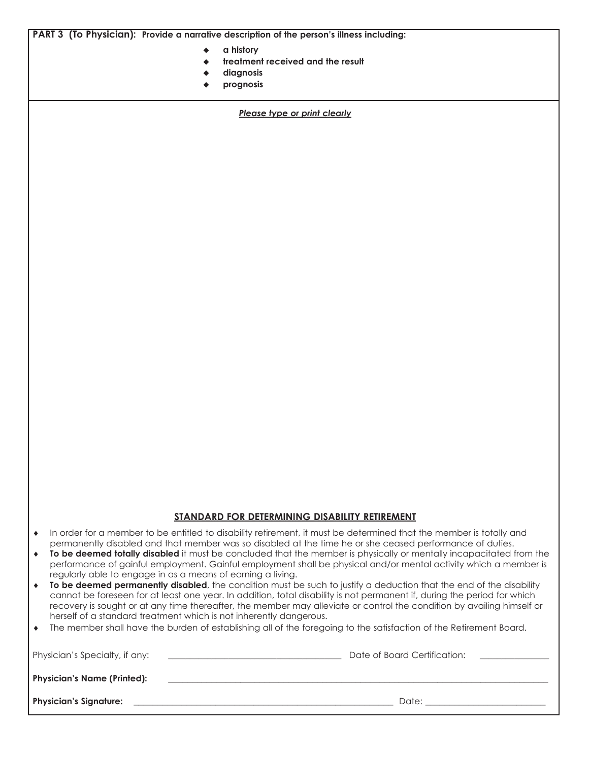**PART 3 (To Physician): Provide a narrative description of the person's illness including:**

- **a history**
- **treatment received and the result**
- **diagnosis**
- **prognosis**

***Please type or print clearly***

## STANDARD FOR DETERMINING DISABILITY RETIREMENT

- In order for a member to be entitled to disability retirement, it must be determined that the member is totally and permanently disabled and that member was so disabled at the time he or she ceased performance of duties.
- **To be deemed totally disabled** it must be concluded that the member is physically or mentally incapacitated from the performance of gainful employment. Gainful employment shall be physical and/or mental activity which a member is regularly able to engage in as a means of earning a living.
- **To be deemed permanently disabled**, the condition must be such to justify a deduction that the end of the disability cannot be foreseen for at least one year. In addition, total disability is not permanent if, during the period for which recovery is sought or at any time thereafter, the member may alleviate or control the condition by availing himself or herself of a standard treatment which is not inherently dangerous.
- The member shall have the burden of establishing all of the foregoing to the satisfaction of the Retirement Board.

Physician's Specialty, if any: ______________________ Date of Board Certification: ____________

**Physician's Name (Printed):** ______________________________________________

**Physician's Signature:** ______________________________ Date: ______________